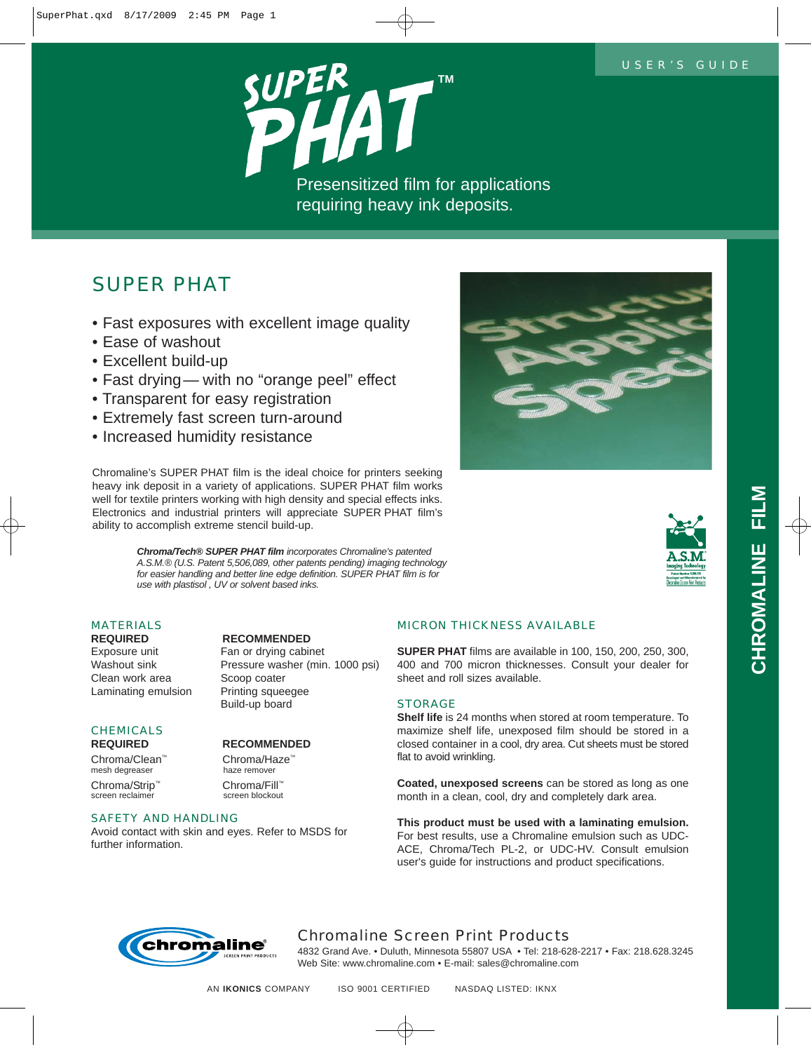USER'S GUIDE

# SUPER PHAT™

Presensitized film for applications requiring heavy ink deposits.

## SUPER PHAT

- Fast exposures with excellent image quality
- Ease of washout
- Excellent build-up
- Fast drying — with no "orange peel" effect
- Transparent for easy registration
- Extremely fast screen turn-around
- Increased humidity resistance

Chromaline's SUPER PHAT film is the ideal choice for printers seeking heavy ink deposit in a variety of applications. SUPER PHAT film works well for textile printers working with high density and special effects inks. Electronics and industrial printers will appreciate SUPER PHAT film's ability to accomplish extreme stencil build-up.

***Chroma/Tech® SUPER PHAT film** incorporates Chromaline's patented A.S.M.® (U.S. Patent 5,506,089, other patents pending) imaging technology for easier handling and better line edge definition. SUPER PHAT film is for use with plastisol , UV or solvent based inks.*

### MATERIALS

| REQUIRED | RECOMMENDED |
|---|---|
| Exposure unit | Fan or drying cabinet |
| Washout sink | Pressure washer (min. 1000 psi) |
| Clean work area | Scoop coater |
| Laminating emulsion | Printing squeegee |
| | Build-up board |

### CHEMICALS

| REQUIRED | RECOMMENDED |
|---|---|
| Chroma/Clean™ mesh degreaser | Chroma/Haze™ haze remover |
| Chroma/Strip™ screen reclaimer | Chroma/Fill™ screen blockout |

### SAFETY AND HANDLING

Avoid contact with skin and eyes. Refer to MSDS for further information.

### MICRON THICKNESS AVAILABLE

**SUPER PHAT** films are available in 100, 150, 200, 250, 300, 400 and 700 micron thicknesses. Consult your dealer for sheet and roll sizes available.

### STORAGE

**Shelf life** is 24 months when stored at room temperature. To maximize shelf life, unexposed film should be stored in a closed container in a cool, dry area. Cut sheets must be stored flat to avoid wrinkling.

**Coated, unexposed screens** can be stored as long as one month in a clean, cool, dry and completely dark area.

**This product must be used with a laminating emulsion.** For best results, use a Chromaline emulsion such as UDC-ACE, Chroma/Tech PL-2, or UDC-HV. Consult emulsion user's guide for instructions and product specifications.

CHROMALINE FILM

## Chromaline Screen Print Products

4832 Grand Ave. • Duluth, Minnesota 55807 USA • Tel: 218-628-2217 • Fax: 218.628.3245
Web Site: www.chromaline.com • E-mail: sales@chromaline.com

AN **IKONICS** COMPANY ISO 9001 CERTIFIED NASDAQ LISTED: IKNX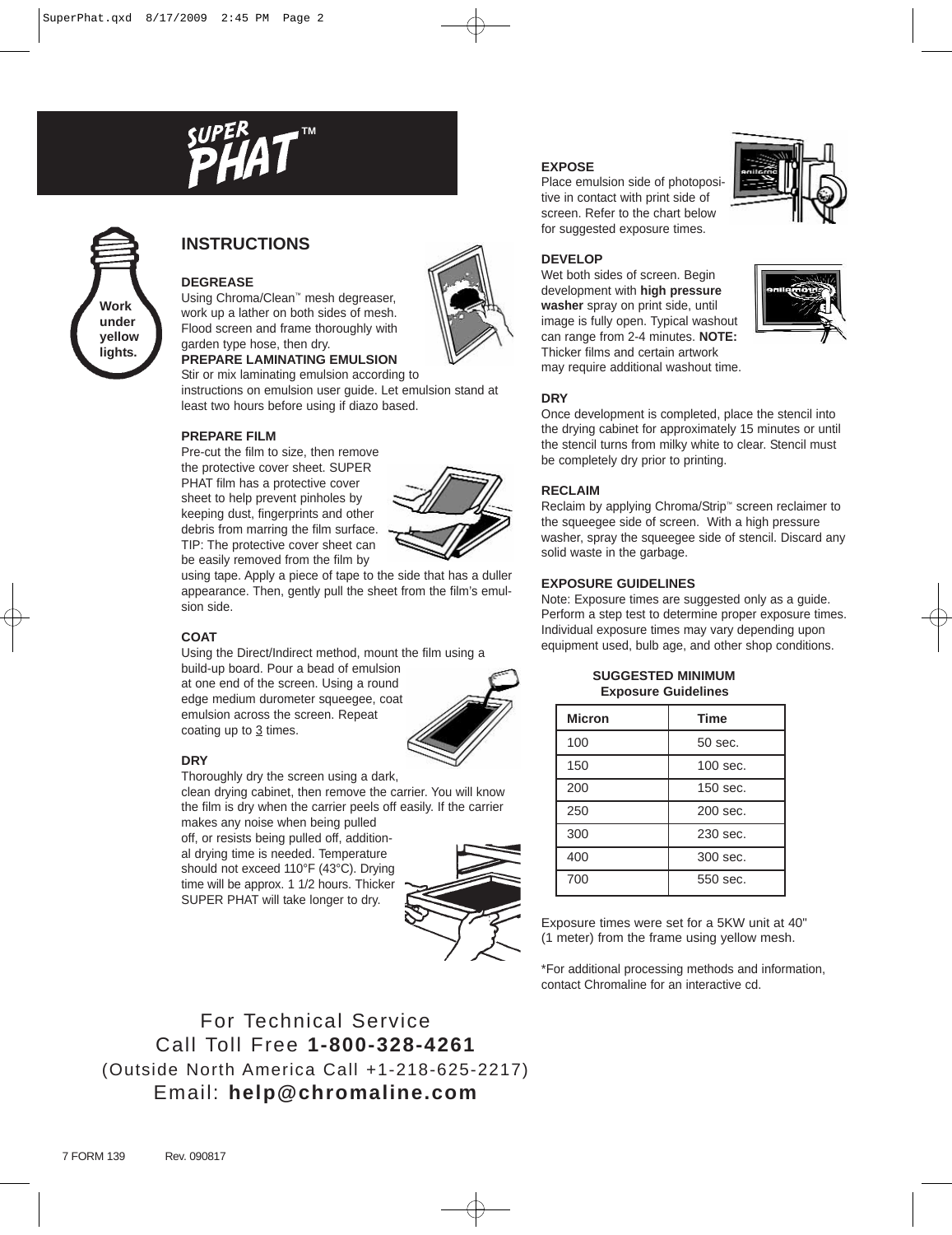# SUPER PHAT™

Work under yellow lights.

## INSTRUCTIONS

### DEGREASE

Using Chroma/Clean™ mesh degreaser, work up a lather on both sides of mesh. Flood screen and frame thoroughly with garden type hose, then dry.

### PREPARE LAMINATING EMULSION

Stir or mix laminating emulsion according to instructions on emulsion user guide. Let emulsion stand at least two hours before using if diazo based.

### PREPARE FILM

Pre-cut the film to size, then remove the protective cover sheet. SUPER PHAT film has a protective cover sheet to help prevent pinholes by keeping dust, fingerprints and other debris from marring the film surface. TIP: The protective cover sheet can be easily removed from the film by using tape. Apply a piece of tape to the side that has a duller appearance. Then, gently pull the sheet from the film's emulsion side.

### COAT

Using the Direct/Indirect method, mount the film using a build-up board. Pour a bead of emulsion at one end of the screen. Using a round edge medium durometer squeegee, coat emulsion across the screen. Repeat coating up to 3 times.

### DRY

Thoroughly dry the screen using a dark, clean drying cabinet, then remove the carrier. You will know the film is dry when the carrier peels off easily. If the carrier makes any noise when being pulled off, or resists being pulled off, additional drying time is needed. Temperature should not exceed 110°F (43°C). Drying time will be approx. 1 1/2 hours. Thicker SUPER PHAT will take longer to dry.

### EXPOSE

Place emulsion side of photopositive in contact with print side of screen. Refer to the chart below for suggested exposure times.

### DEVELOP

Wet both sides of screen. Begin development with **high pressure washer** spray on print side, until image is fully open. Typical washout can range from 2-4 minutes. **NOTE:** Thicker films and certain artwork may require additional washout time.

### DRY

Once development is completed, place the stencil into the drying cabinet for approximately 15 minutes or until the stencil turns from milky white to clear. Stencil must be completely dry prior to printing.

### RECLAIM

Reclaim by applying Chroma/Strip™ screen reclaimer to the squeegee side of screen. With a high pressure washer, spray the squeegee side of stencil. Discard any solid waste in the garbage.

### EXPOSURE GUIDELINES

Note: Exposure times are suggested only as a guide. Perform a step test to determine proper exposure times. Individual exposure times may vary depending upon equipment used, bulb age, and other shop conditions.

**SUGGESTED MINIMUM**
**Exposure Guidelines**

| Micron | Time |
|---|---|
| 100 | 50 sec. |
| 150 | 100 sec. |
| 200 | 150 sec. |
| 250 | 200 sec. |
| 300 | 230 sec. |
| 400 | 300 sec. |
| 700 | 550 sec. |

Exposure times were set for a 5KW unit at 40" (1 meter) from the frame using yellow mesh.

*For additional processing methods and information, contact Chromaline for an interactive cd.

For Technical Service
Call Toll Free **1-800-328-4261**
(Outside North America Call +1-218-625-2217)
Email: **help@chromaline.com**

7 FORM 139 Rev. 090817